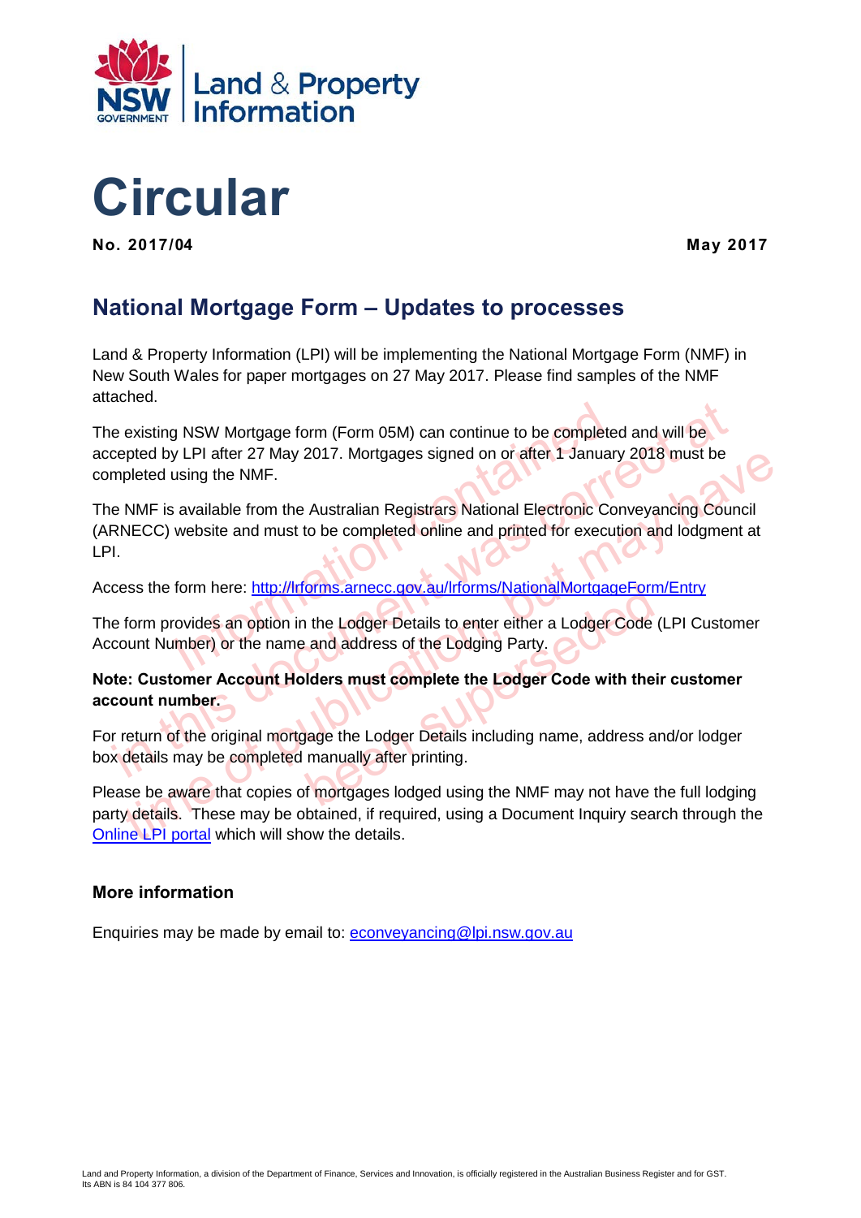Land & Property Information

# Circular

**No. 2017/04** **May 2017**

## National Mortgage Form – Updates to processes

Land & Property Information (LPI) will be implementing the National Mortgage Form (NMF) in New South Wales for paper mortgages on 27 May 2017. Please find samples of the NMF attached.

The existing NSW Mortgage form (Form 05M) can continue to be completed and will be accepted by LPI after 27 May 2017. Mortgages signed on or after 1 January 2018 must be completed using the NMF.

The NMF is available from the Australian Registrars National Electronic Conveyancing Council (ARNECC) website and must to be completed online and printed for execution and lodgment at LPI.

Access the form here: [http://lrforms.arnecc.gov.au/lrforms/NationalMortgageForm/Entry](http://lrforms.arnecc.gov.au/lrforms/NationalMortgageForm/Entry)

The form provides an option in the Lodger Details to enter either a Lodger Code (LPI Customer Account Number) or the name and address of the Lodging Party.

**Note: Customer Account Holders must complete the Lodger Code with their customer account number.**

For return of the original mortgage the Lodger Details including name, address and/or lodger box details may be completed manually after printing.

Please be aware that copies of mortgages lodged using the NMF may not have the full lodging party details. These may be obtained, if required, using a Document Inquiry search through the Online LPI portal which will show the details.

### More information

Enquiries may be made by email to: [econveyancing@lpi.nsw.gov.au](mailto:econveyancing@lpi.nsw.gov.au)

Land and Property Information, a division of the Department of Finance, Services and Innovation, is officially registered in the Australian Business Register and for GST. Its ABN is 84 104 377 806.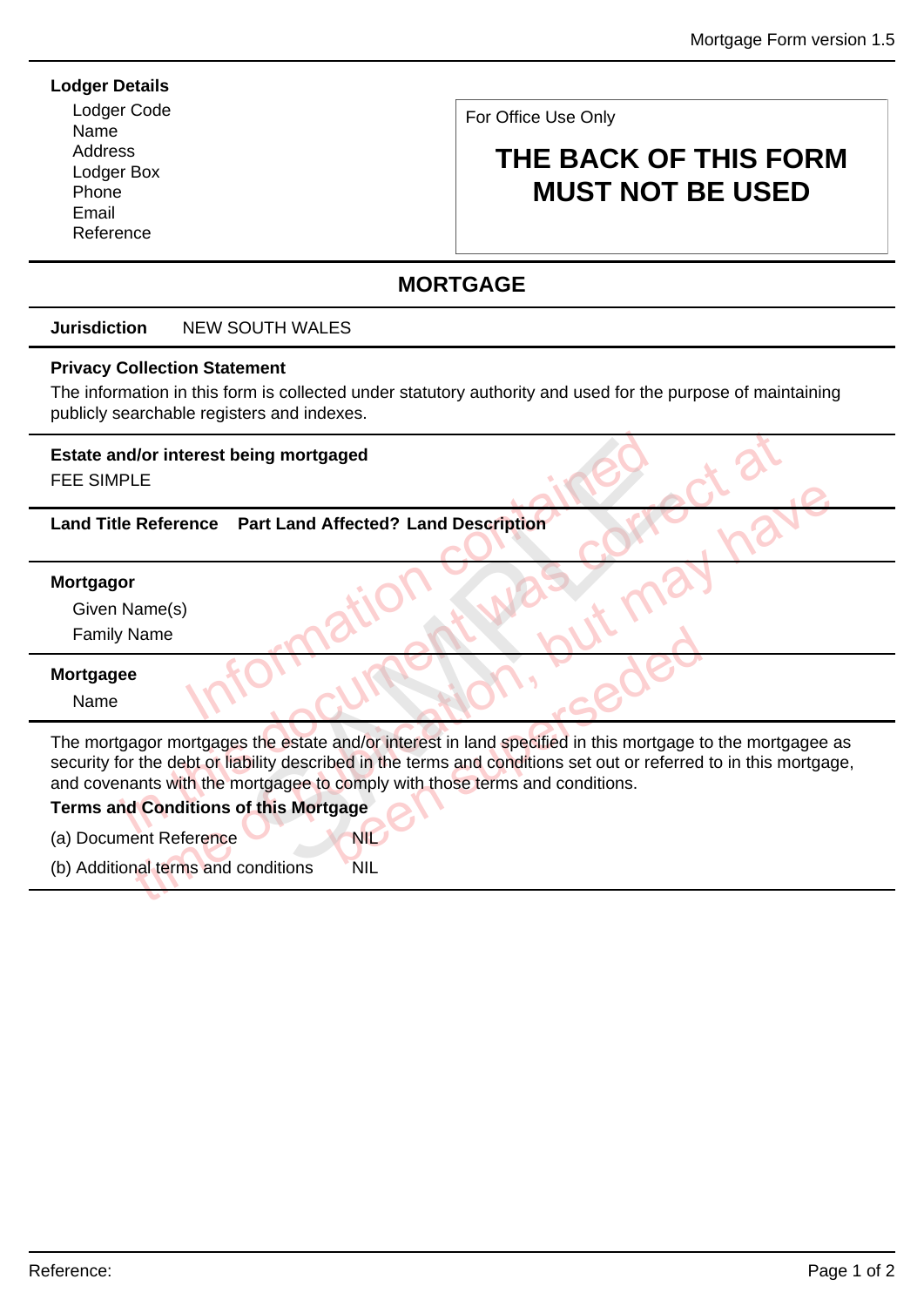**Lodger Details**

Lodger Code
Name
Address
Lodger Box
Phone
Email
Reference

For Office Use Only

**THE BACK OF THIS FORM MUST NOT BE USED**

## MORTGAGE

**Jurisdiction** NEW SOUTH WALES

**Privacy Collection Statement**

The information in this form is collected under statutory authority and used for the purpose of maintaining publicly searchable registers and indexes.

**Estate and/or interest being mortgaged**

FEE SIMPLE

| Land Title Reference | Part Land Affected? | Land Description |
|---|---|---|
| | | |

**Mortgagor**

Given Name(s)
Family Name

**Mortgagee**

Name

The mortgagor mortgages the estate and/or interest in land specified in this mortgage to the mortgagee as security for the debt or liability described in the terms and conditions set out or referred to in this mortgage, and covenants with the mortgagee to comply with those terms and conditions.

**Terms and Conditions of this Mortgage**

(a) Document Reference NIL

(b) Additional terms and conditions NIL

SAMPLE — Information contained in this document was correct at time of publication, but may have been superseded

Reference: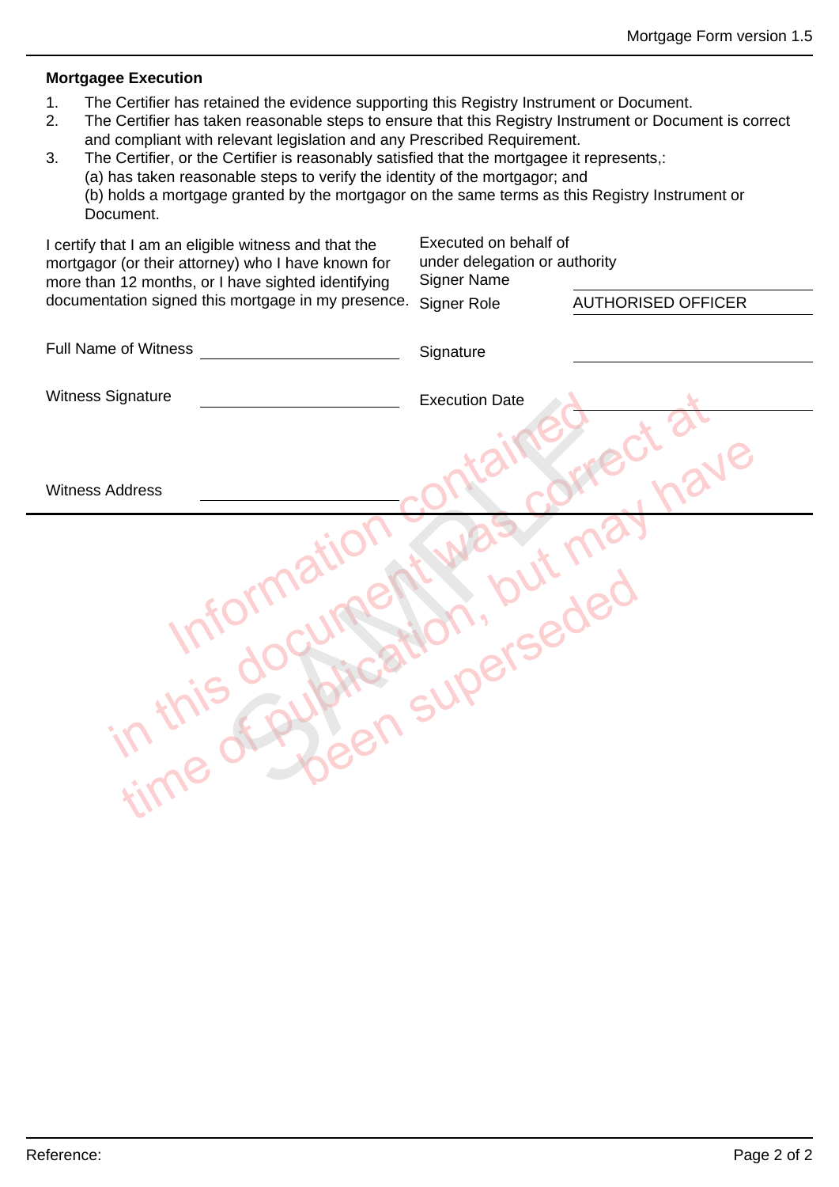## Mortgagee Execution

1. The Certifier has retained the evidence supporting this Registry Instrument or Document.
2. The Certifier has taken reasonable steps to ensure that this Registry Instrument or Document is correct and compliant with relevant legislation and any Prescribed Requirement.
3. The Certifier, or the Certifier is reasonably satisfied that the mortgagee it represents,:
   (a) has taken reasonable steps to verify the identity of the mortgagor; and
   (b) holds a mortgage granted by the mortgagor on the same terms as this Registry Instrument or Document.

I certify that I am an eligible witness and that the mortgagor (or their attorney) who I have known for more than 12 months, or I have sighted identifying documentation signed this mortgage in my presence.

Full Name of Witness ______________________

Witness Signature ______________________

Witness Address ______________________

Executed on behalf of
under delegation or authority

Signer Name ______________________

Signer Role AUTHORISED OFFICER

Signature ______________________

Execution Date ______________________

SAMPLE

Information contained in this document was correct at time of publication, but may have been superseded

Reference: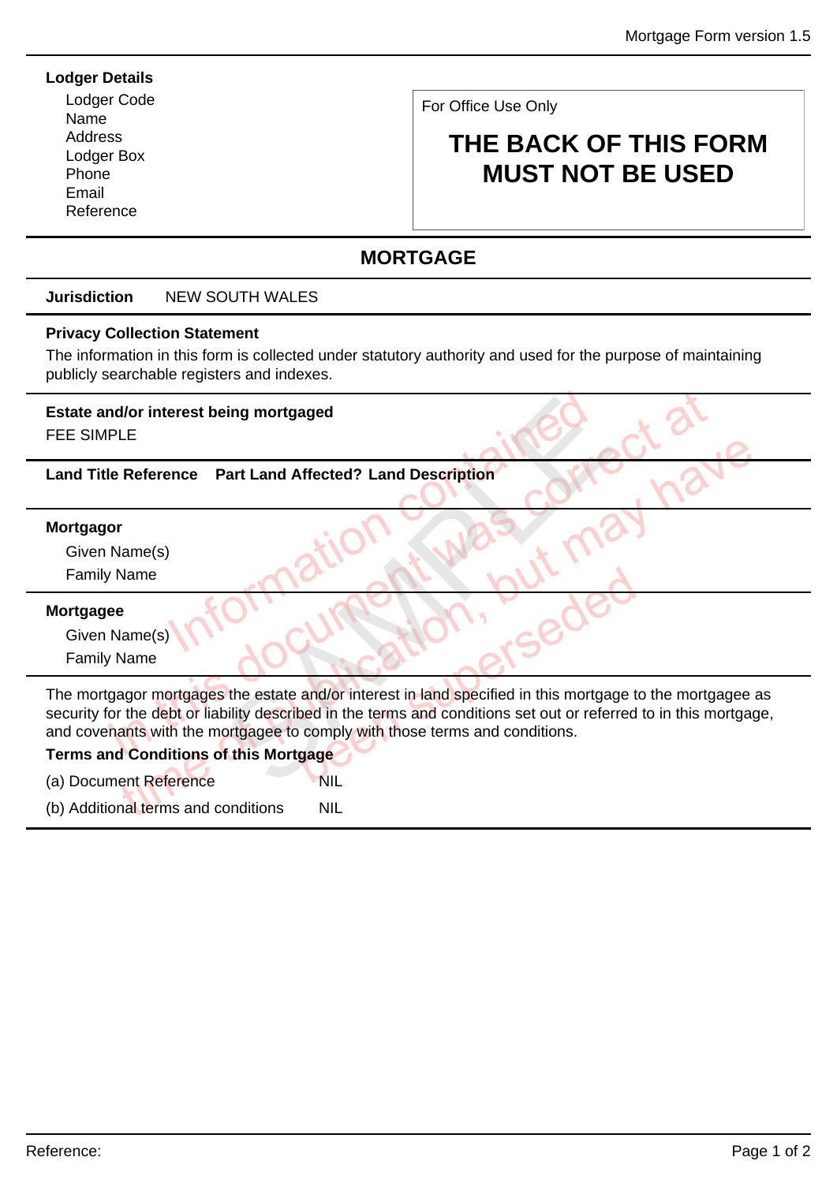**Lodger Details**

Lodger Code
Name
Address
Lodger Box
Phone
Email
Reference

For Office Use Only

**THE BACK OF THIS FORM MUST NOT BE USED**

# MORTGAGE

**Jurisdiction** NEW SOUTH WALES

**Privacy Collection Statement**

The information in this form is collected under statutory authority and used for the purpose of maintaining publicly searchable registers and indexes.

**Estate and/or interest being mortgaged**

FEE SIMPLE

| Land Title Reference | Part Land Affected? | Land Description |
| --- | --- | --- |

**Mortgagor**

Given Name(s)
Family Name

**Mortgagee**

Given Name(s)
Family Name

The mortgagor mortgages the estate and/or interest in land specified in this mortgage to the mortgagee as security for the debt or liability described in the terms and conditions set out or referred to in this mortgage, and covenants with the mortgagee to comply with those terms and conditions.

**Terms and Conditions of this Mortgage**

(a) Document Reference NIL

(b) Additional terms and conditions NIL

SAMPLE

Information contained in this document was correct at time of publication, but may have been superseded

Reference: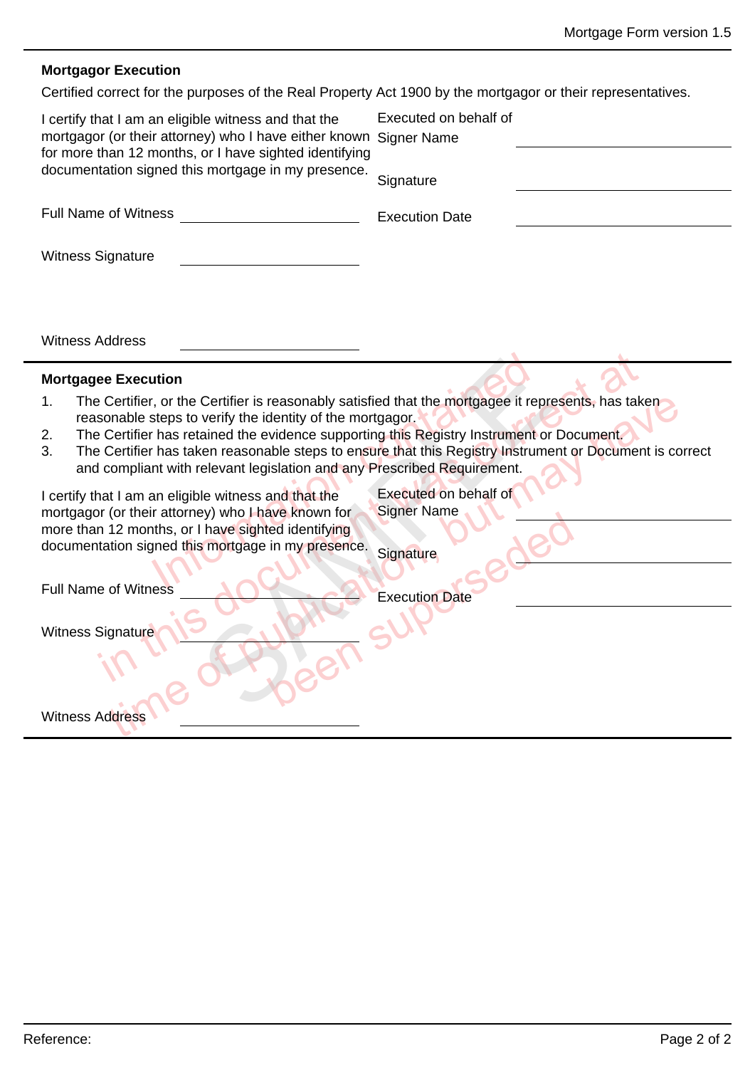## Mortgagor Execution

Certified correct for the purposes of the Real Property Act 1900 by the mortgagor or their representatives.

I certify that I am an eligible witness and that the mortgagor (or their attorney) who I have either known for more than 12 months, or I have sighted identifying documentation signed this mortgage in my presence.

Executed on behalf of

Signer Name ______________________

Signature ______________________

Execution Date ______________________

Full Name of Witness ______________________

Witness Signature ______________________

Witness Address ______________________

## Mortgagee Execution

1. The Certifier, or the Certifier is reasonably satisfied that the mortgagee it represents, has taken reasonable steps to verify the identity of the mortgagor.
2. The Certifier has retained the evidence supporting this Registry Instrument or Document.
3. The Certifier has taken reasonable steps to ensure that this Registry Instrument or Document is correct and compliant with relevant legislation and any Prescribed Requirement.

I certify that I am an eligible witness and that the mortgagor (or their attorney) who I have known for more than 12 months, or I have sighted identifying documentation signed this mortgage in my presence.

Executed on behalf of

Signer Name ______________________

Signature ______________________

Execution Date ______________________

Full Name of Witness ______________________

Witness Signature ______________________

Witness Address ______________________

SAMPLE — Information contained in this document was correct at time of publication, but may have been superseded

Reference: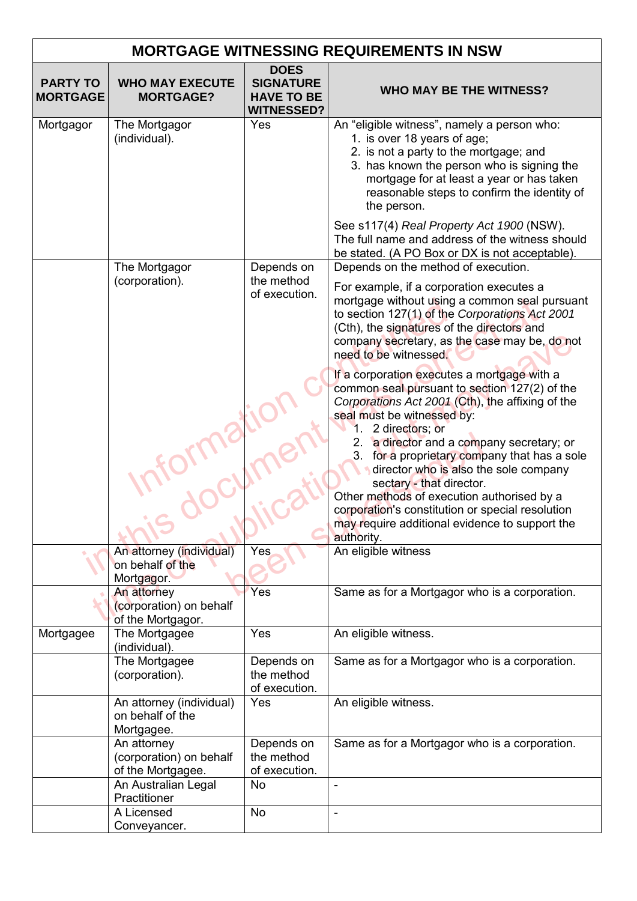| MORTGAGE WITNESSING REQUIREMENTS IN NSW | | | |
|---|---|---|---|
| **PARTY TO MORTGAGE** | **WHO MAY EXECUTE MORTGAGE?** | **DOES SIGNATURE HAVE TO BE WITNESSED?** | **WHO MAY BE THE WITNESS?** |
| Mortgagor | The Mortgagor (individual). | Yes | An "eligible witness", namely a person who:<br>1. is over 18 years of age;<br>2. is not a party to the mortgage; and<br>3. has known the person who is signing the mortgage for at least a year or has taken reasonable steps to confirm the identity of the person.<br><br>See s117(4) *Real Property Act 1900* (NSW). The full name and address of the witness should be stated. (A PO Box or DX is not acceptable). |
| | The Mortgagor (corporation). | Depends on the method of execution. | Depends on the method of execution.<br><br>For example, if a corporation executes a mortgage without using a common seal pursuant to section 127(1) of the *Corporations Act 2001* (Cth), the signatures of the directors and company secretary, as the case may be, do not need to be witnessed.<br><br>If a corporation executes a mortgage with a common seal pursuant to section 127(2) of the *Corporations Act 2001* (Cth), the affixing of the seal must be witnessed by:<br>1. 2 directors; or<br>2. a director and a company secretary; or<br>3. for a proprietary company that has a sole director who is also the sole company sectary - that director.<br>Other methods of execution authorised by a corporation's constitution or special resolution may require additional evidence to support the authority. |
| | An attorney (individual) on behalf of the Mortgagor. | Yes | An eligible witness |
| | An attorney (corporation) on behalf of the Mortgagor. | Yes | Same as for a Mortgagor who is a corporation. |
| Mortgagee | The Mortgagee (individual). | Yes | An eligible witness. |
| | The Mortgagee (corporation). | Depends on the method of execution. | Same as for a Mortgagor who is a corporation. |
| | An attorney (individual) on behalf of the Mortgagee. | Yes | An eligible witness. |
| | An attorney (corporation) on behalf of the Mortgagee. | Depends on the method of execution. | Same as for a Mortgagor who is a corporation. |
| | An Australian Legal Practitioner | No | - |
| | A Licensed Conveyancer. | No | - |

Information contained in this document was correct at time of publication, but may have been superseded.